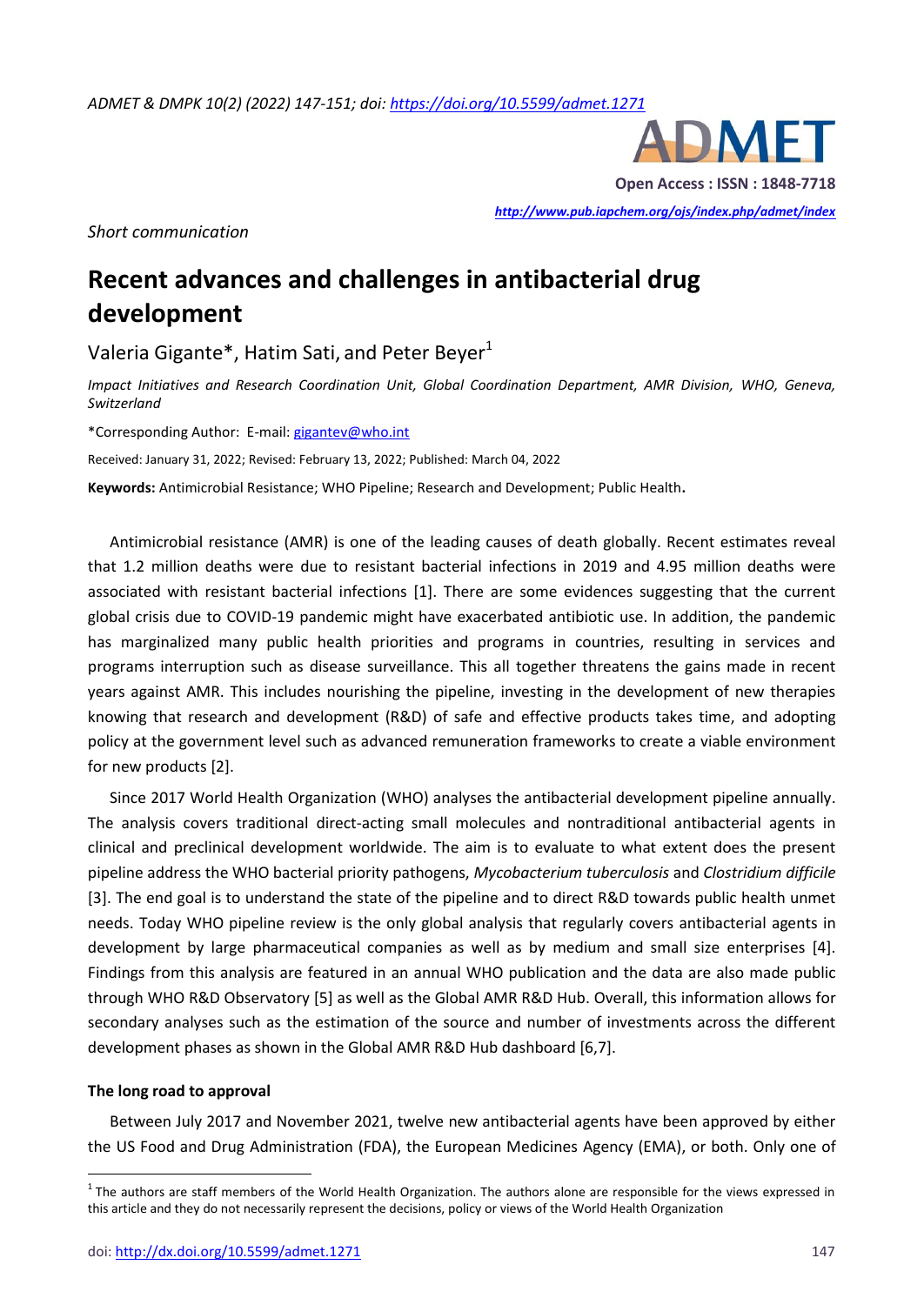*Short communication*

# Recent advances and challenges in antibacterial drug development

Valeria Gigante*, Hatim Sati, and Peter Beyer[1]

*Impact Initiatives and Research Coordination Unit, Global Coordination Department, AMR Division, WHO, Geneva, Switzerland*

*Corresponding Author: E-mail: gigantev@who.int

Received: January 31, 2022; Revised: February 13, 2022; Published: March 04, 2022

**Keywords:** Antimicrobial Resistance; WHO Pipeline; Research and Development; Public Health**.**

Antimicrobial resistance (AMR) is one of the leading causes of death globally. Recent estimates reveal that 1.2 million deaths were due to resistant bacterial infections in 2019 and 4.95 million deaths were associated with resistant bacterial infections [1]. There are some evidences suggesting that the current global crisis due to COVID-19 pandemic might have exacerbated antibiotic use. In addition, the pandemic has marginalized many public health priorities and programs in countries, resulting in services and programs interruption such as disease surveillance. This all together threatens the gains made in recent years against AMR. This includes nourishing the pipeline, investing in the development of new therapies knowing that research and development (R&D) of safe and effective products takes time, and adopting policy at the government level such as advanced remuneration frameworks to create a viable environment for new products [2].

Since 2017 World Health Organization (WHO) analyses the antibacterial development pipeline annually. The analysis covers traditional direct-acting small molecules and nontraditional antibacterial agents in clinical and preclinical development worldwide. The aim is to evaluate to what extent does the present pipeline address the WHO bacterial priority pathogens, *Mycobacterium tuberculosis* and *Clostridium difficile* [3]. The end goal is to understand the state of the pipeline and to direct R&D towards public health unmet needs. Today WHO pipeline review is the only global analysis that regularly covers antibacterial agents in development by large pharmaceutical companies as well as by medium and small size enterprises [4]. Findings from this analysis are featured in an annual WHO publication and the data are also made public through WHO R&D Observatory [5] as well as the Global AMR R&D Hub. Overall, this information allows for secondary analyses such as the estimation of the source and number of investments across the different development phases as shown in the Global AMR R&D Hub dashboard [6,7].

**The long road to approval**

Between July 2017 and November 2021, twelve new antibacterial agents have been approved by either the US Food and Drug Administration (FDA), the European Medicines Agency (EMA), or both. Only one of

[1] The authors are staff members of the World Health Organization. The authors alone are responsible for the views expressed in this article and they do not necessarily represent the decisions, policy or views of the World Health Organization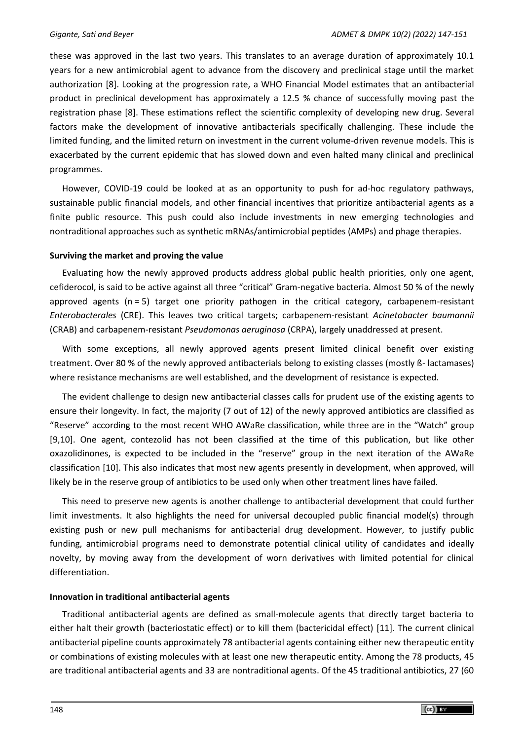these was approved in the last two years. This translates to an average duration of approximately 10.1 years for a new antimicrobial agent to advance from the discovery and preclinical stage until the market authorization [8]. Looking at the progression rate, a WHO Financial Model estimates that an antibacterial product in preclinical development has approximately a 12.5 % chance of successfully moving past the registration phase [8]. These estimations reflect the scientific complexity of developing new drug. Several factors make the development of innovative antibacterials specifically challenging. These include the limited funding, and the limited return on investment in the current volume-driven revenue models. This is exacerbated by the current epidemic that has slowed down and even halted many clinical and preclinical programmes.

However, COVID-19 could be looked at as an opportunity to push for ad-hoc regulatory pathways, sustainable public financial models, and other financial incentives that prioritize antibacterial agents as a finite public resource. This push could also include investments in new emerging technologies and nontraditional approaches such as synthetic mRNAs/antimicrobial peptides (AMPs) and phage therapies.

**Surviving the market and proving the value**

Evaluating how the newly approved products address global public health priorities, only one agent, cefiderocol, is said to be active against all three "critical" Gram-negative bacteria. Almost 50 % of the newly approved agents (n = 5) target one priority pathogen in the critical category, carbapenem-resistant *Enterobacterales* (CRE). This leaves two critical targets; carbapenem-resistant *Acinetobacter baumannii* (CRAB) and carbapenem-resistant *Pseudomonas aeruginosa* (CRPA), largely unaddressed at present.

With some exceptions, all newly approved agents present limited clinical benefit over existing treatment. Over 80 % of the newly approved antibacterials belong to existing classes (mostly ß- lactamases) where resistance mechanisms are well established, and the development of resistance is expected.

The evident challenge to design new antibacterial classes calls for prudent use of the existing agents to ensure their longevity. In fact, the majority (7 out of 12) of the newly approved antibiotics are classified as "Reserve" according to the most recent WHO AWaRe classification, while three are in the "Watch" group [9,10]. One agent, contezolid has not been classified at the time of this publication, but like other oxazolidinones, is expected to be included in the "reserve" group in the next iteration of the AWaRe classification [10]. This also indicates that most new agents presently in development, when approved, will likely be in the reserve group of antibiotics to be used only when other treatment lines have failed.

This need to preserve new agents is another challenge to antibacterial development that could further limit investments. It also highlights the need for universal decoupled public financial model(s) through existing push or new pull mechanisms for antibacterial drug development. However, to justify public funding, antimicrobial programs need to demonstrate potential clinical utility of candidates and ideally novelty, by moving away from the development of worn derivatives with limited potential for clinical differentiation.

**Innovation in traditional antibacterial agents**

Traditional antibacterial agents are defined as small-molecule agents that directly target bacteria to either halt their growth (bacteriostatic effect) or to kill them (bactericidal effect) [11]. The current clinical antibacterial pipeline counts approximately 78 antibacterial agents containing either new therapeutic entity or combinations of existing molecules with at least one new therapeutic entity. Among the 78 products, 45 are traditional antibacterial agents and 33 are nontraditional agents. Of the 45 traditional antibiotics, 27 (60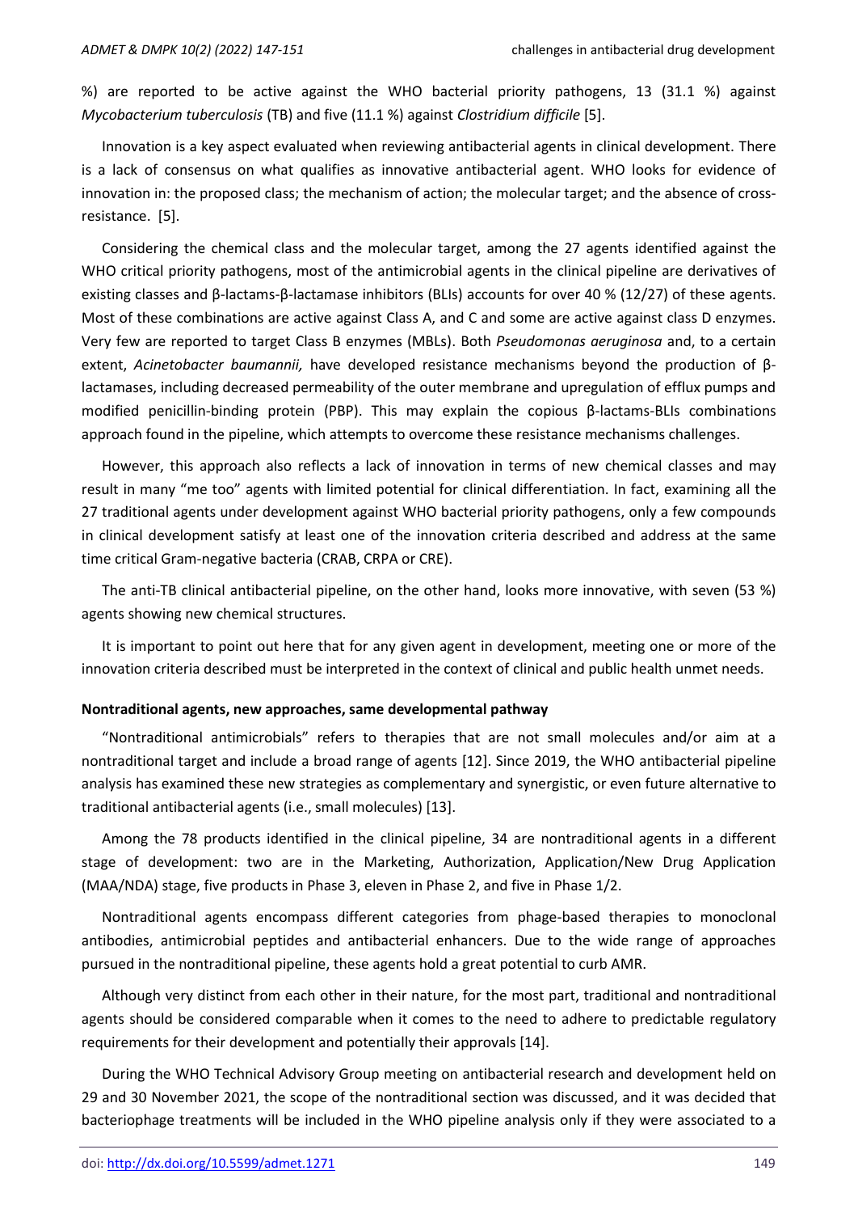%) are reported to be active against the WHO bacterial priority pathogens, 13 (31.1 %) against *Mycobacterium tuberculosis* (TB) and five (11.1 %) against *Clostridium difficile* [5].

Innovation is a key aspect evaluated when reviewing antibacterial agents in clinical development. There is a lack of consensus on what qualifies as innovative antibacterial agent. WHO looks for evidence of innovation in: the proposed class; the mechanism of action; the molecular target; and the absence of cross-resistance. [5].

Considering the chemical class and the molecular target, among the 27 agents identified against the WHO critical priority pathogens, most of the antimicrobial agents in the clinical pipeline are derivatives of existing classes and β-lactams-β-lactamase inhibitors (BLIs) accounts for over 40 % (12/27) of these agents. Most of these combinations are active against Class A, and C and some are active against class D enzymes. Very few are reported to target Class B enzymes (MBLs). Both *Pseudomonas aeruginosa* and, to a certain extent, *Acinetobacter baumannii,* have developed resistance mechanisms beyond the production of β-lactamases, including decreased permeability of the outer membrane and upregulation of efflux pumps and modified penicillin-binding protein (PBP). This may explain the copious β-lactams-BLIs combinations approach found in the pipeline, which attempts to overcome these resistance mechanisms challenges.

However, this approach also reflects a lack of innovation in terms of new chemical classes and may result in many "me too" agents with limited potential for clinical differentiation. In fact, examining all the 27 traditional agents under development against WHO bacterial priority pathogens, only a few compounds in clinical development satisfy at least one of the innovation criteria described and address at the same time critical Gram-negative bacteria (CRAB, CRPA or CRE).

The anti-TB clinical antibacterial pipeline, on the other hand, looks more innovative, with seven (53 %) agents showing new chemical structures.

It is important to point out here that for any given agent in development, meeting one or more of the innovation criteria described must be interpreted in the context of clinical and public health unmet needs.

**Nontraditional agents, new approaches, same developmental pathway**

"Nontraditional antimicrobials" refers to therapies that are not small molecules and/or aim at a nontraditional target and include a broad range of agents [12]. Since 2019, the WHO antibacterial pipeline analysis has examined these new strategies as complementary and synergistic, or even future alternative to traditional antibacterial agents (i.e., small molecules) [13].

Among the 78 products identified in the clinical pipeline, 34 are nontraditional agents in a different stage of development: two are in the Marketing, Authorization, Application/New Drug Application (MAA/NDA) stage, five products in Phase 3, eleven in Phase 2, and five in Phase 1/2.

Nontraditional agents encompass different categories from phage-based therapies to monoclonal antibodies, antimicrobial peptides and antibacterial enhancers. Due to the wide range of approaches pursued in the nontraditional pipeline, these agents hold a great potential to curb AMR.

Although very distinct from each other in their nature, for the most part, traditional and nontraditional agents should be considered comparable when it comes to the need to adhere to predictable regulatory requirements for their development and potentially their approvals [14].

During the WHO Technical Advisory Group meeting on antibacterial research and development held on 29 and 30 November 2021, the scope of the nontraditional section was discussed, and it was decided that bacteriophage treatments will be included in the WHO pipeline analysis only if they were associated to a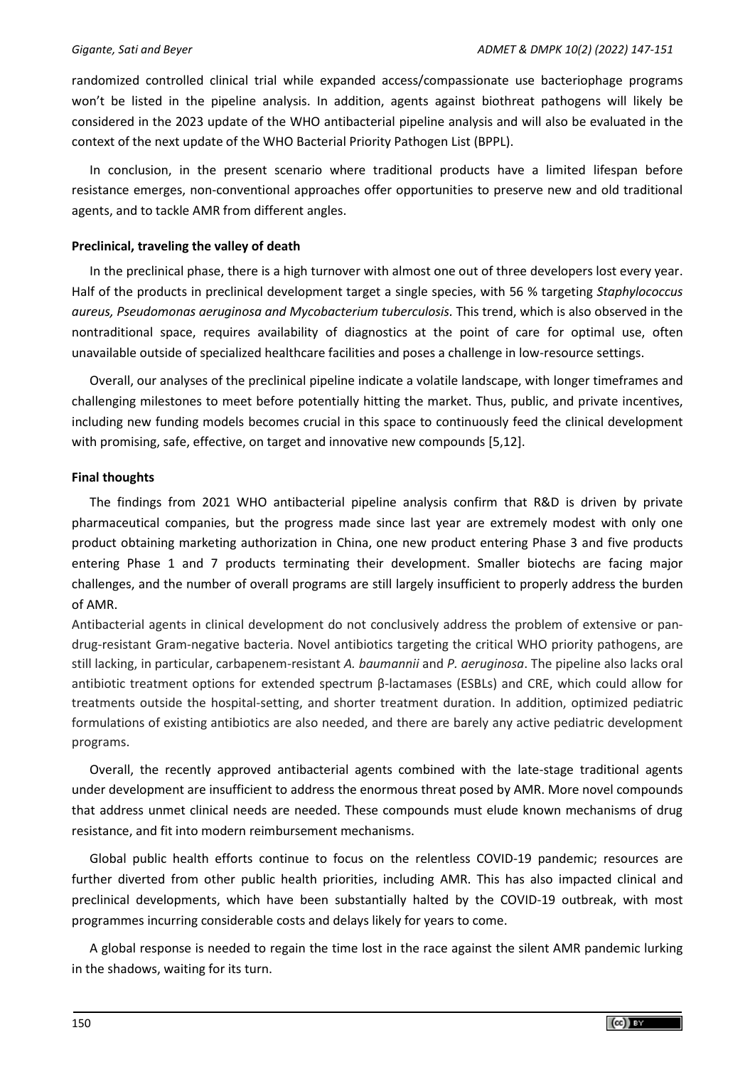randomized controlled clinical trial while expanded access/compassionate use bacteriophage programs won't be listed in the pipeline analysis. In addition, agents against biothreat pathogens will likely be considered in the 2023 update of the WHO antibacterial pipeline analysis and will also be evaluated in the context of the next update of the WHO Bacterial Priority Pathogen List (BPPL).

In conclusion, in the present scenario where traditional products have a limited lifespan before resistance emerges, non-conventional approaches offer opportunities to preserve new and old traditional agents, and to tackle AMR from different angles.

**Preclinical, traveling the valley of death**

In the preclinical phase, there is a high turnover with almost one out of three developers lost every year. Half of the products in preclinical development target a single species, with 56 % targeting *Staphylococcus aureus, Pseudomonas aeruginosa and Mycobacterium tuberculosis*. This trend, which is also observed in the nontraditional space, requires availability of diagnostics at the point of care for optimal use, often unavailable outside of specialized healthcare facilities and poses a challenge in low-resource settings.

Overall, our analyses of the preclinical pipeline indicate a volatile landscape, with longer timeframes and challenging milestones to meet before potentially hitting the market. Thus, public, and private incentives, including new funding models becomes crucial in this space to continuously feed the clinical development with promising, safe, effective, on target and innovative new compounds [5,12].

**Final thoughts**

The findings from 2021 WHO antibacterial pipeline analysis confirm that R&D is driven by private pharmaceutical companies, but the progress made since last year are extremely modest with only one product obtaining marketing authorization in China, one new product entering Phase 3 and five products entering Phase 1 and 7 products terminating their development. Smaller biotechs are facing major challenges, and the number of overall programs are still largely insufficient to properly address the burden of AMR.

Antibacterial agents in clinical development do not conclusively address the problem of extensive or pan-drug-resistant Gram-negative bacteria. Novel antibiotics targeting the critical WHO priority pathogens, are still lacking, in particular, carbapenem-resistant *A. baumannii* and *P. aeruginosa*. The pipeline also lacks oral antibiotic treatment options for extended spectrum β-lactamases (ESBLs) and CRE, which could allow for treatments outside the hospital-setting, and shorter treatment duration. In addition, optimized pediatric formulations of existing antibiotics are also needed, and there are barely any active pediatric development programs.

Overall, the recently approved antibacterial agents combined with the late-stage traditional agents under development are insufficient to address the enormous threat posed by AMR. More novel compounds that address unmet clinical needs are needed. These compounds must elude known mechanisms of drug resistance, and fit into modern reimbursement mechanisms.

Global public health efforts continue to focus on the relentless COVID-19 pandemic; resources are further diverted from other public health priorities, including AMR. This has also impacted clinical and preclinical developments, which have been substantially halted by the COVID-19 outbreak, with most programmes incurring considerable costs and delays likely for years to come.

A global response is needed to regain the time lost in the race against the silent AMR pandemic lurking in the shadows, waiting for its turn.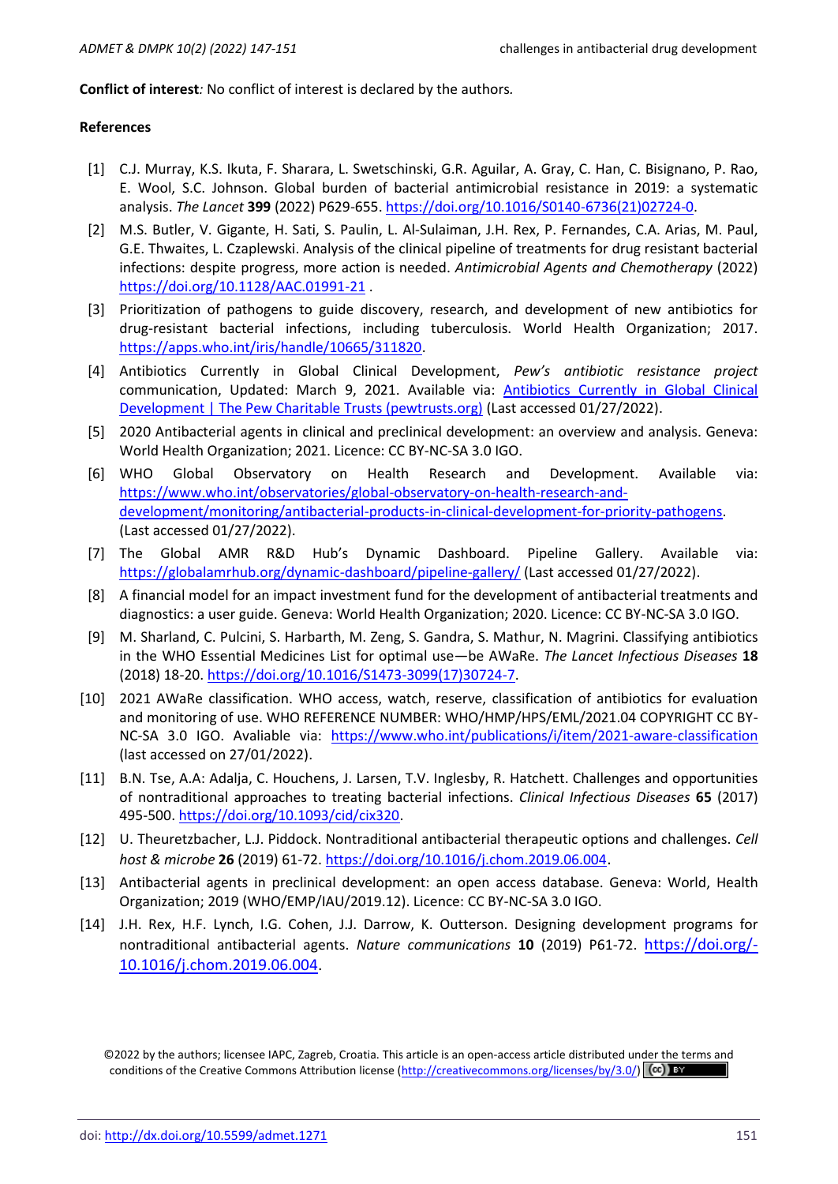**Conflict of interest***:* No conflict of interest is declared by the authors*.*

**References**

[1] C.J. Murray, K.S. Ikuta, F. Sharara, L. Swetschinski, G.R. Aguilar, A. Gray, C. Han, C. Bisignano, P. Rao, E. Wool, S.C. Johnson. Global burden of bacterial antimicrobial resistance in 2019: a systematic analysis. *The Lancet* **399** (2022) P629-655. https://doi.org/10.1016/S0140-6736(21)02724-0.

[2] M.S. Butler, V. Gigante, H. Sati, S. Paulin, L. Al-Sulaiman, J.H. Rex, P. Fernandes, C.A. Arias, M. Paul, G.E. Thwaites, L. Czaplewski. Analysis of the clinical pipeline of treatments for drug resistant bacterial infections: despite progress, more action is needed. *Antimicrobial Agents and Chemotherapy* (2022) https://doi.org/10.1128/AAC.01991-21 .

[3] Prioritization of pathogens to guide discovery, research, and development of new antibiotics for drug-resistant bacterial infections, including tuberculosis. World Health Organization; 2017. https://apps.who.int/iris/handle/10665/311820.

[4] Antibiotics Currently in Global Clinical Development, *Pew's antibiotic resistance project* communication, Updated: March 9, 2021. Available via: Antibiotics Currently in Global Clinical Development | The Pew Charitable Trusts (pewtrusts.org) (Last accessed 01/27/2022).

[5] 2020 Antibacterial agents in clinical and preclinical development: an overview and analysis. Geneva: World Health Organization; 2021. Licence: CC BY-NC-SA 3.0 IGO.

[6] WHO Global Observatory on Health Research and Development. Available via: https://www.who.int/observatories/global-observatory-on-health-research-and-development/monitoring/antibacterial-products-in-clinical-development-for-priority-pathogens. (Last accessed 01/27/2022).

[7] The Global AMR R&D Hub's Dynamic Dashboard. Pipeline Gallery. Available via: https://globalamrhub.org/dynamic-dashboard/pipeline-gallery/ (Last accessed 01/27/2022).

[8] A financial model for an impact investment fund for the development of antibacterial treatments and diagnostics: a user guide. Geneva: World Health Organization; 2020. Licence: CC BY-NC-SA 3.0 IGO.

[9] M. Sharland, C. Pulcini, S. Harbarth, M. Zeng, S. Gandra, S. Mathur, N. Magrini. Classifying antibiotics in the WHO Essential Medicines List for optimal use—be AWaRe. *The Lancet Infectious Diseases* **18** (2018) 18-20. https://doi.org/10.1016/S1473-3099(17)30724-7.

[10] 2021 AWaRe classification. WHO access, watch, reserve, classification of antibiotics for evaluation and monitoring of use. WHO REFERENCE NUMBER: WHO/HMP/HPS/EML/2021.04 COPYRIGHT CC BY-NC-SA 3.0 IGO. Avaliable via: https://www.who.int/publications/i/item/2021-aware-classification (last accessed on 27/01/2022).

[11] B.N. Tse, A.A: Adalja, C. Houchens, J. Larsen, T.V. Inglesby, R. Hatchett. Challenges and opportunities of nontraditional approaches to treating bacterial infections. *Clinical Infectious Diseases* **65** (2017) 495-500. https://doi.org/10.1093/cid/cix320.

[12] U. Theuretzbacher, L.J. Piddock. Nontraditional antibacterial therapeutic options and challenges. *Cell host & microbe* **26** (2019) 61-72. https://doi.org/10.1016/j.chom.2019.06.004.

[13] Antibacterial agents in preclinical development: an open access database. Geneva: World, Health Organization; 2019 (WHO/EMP/IAU/2019.12). Licence: CC BY-NC-SA 3.0 IGO.

[14] J.H. Rex, H.F. Lynch, I.G. Cohen, J.J. Darrow, K. Outterson. Designing development programs for nontraditional antibacterial agents. *Nature communications* **10** (2019) P61-72. https://doi.org/-10.1016/j.chom.2019.06.004.

©2022 by the authors; licensee IAPC, Zagreb, Croatia. This article is an open-access article distributed under the terms and conditions of the Creative Commons Attribution license (http://creativecommons.org/licenses/by/3.0/)